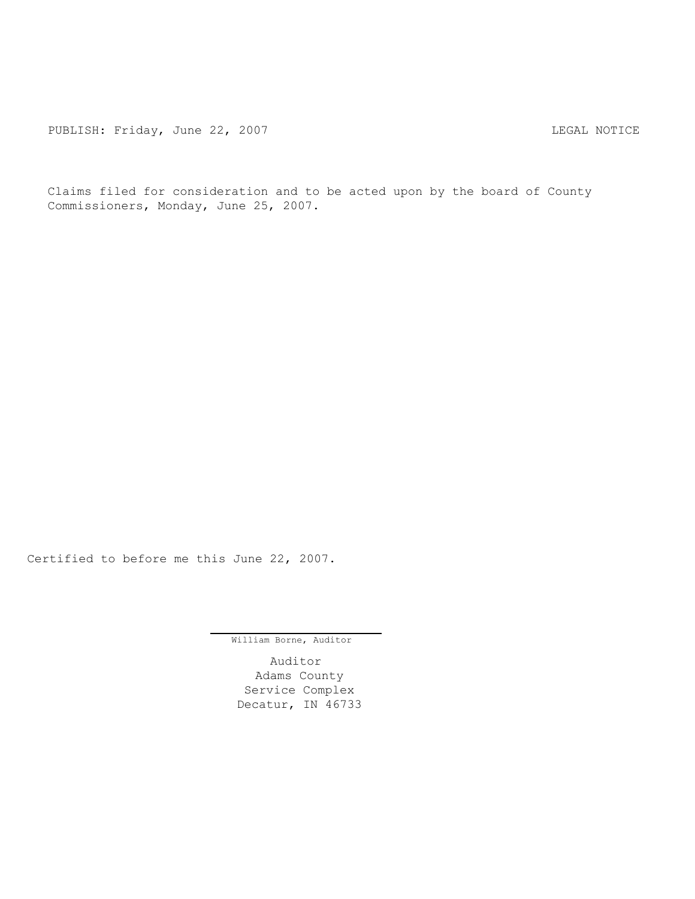PUBLISH: Friday, June 22, 2007 LEGAL NOTICE

Claims filed for consideration and to be acted upon by the board of County Commissioners, Monday, June 25, 2007.

Certified to before me this June 22, 2007.

William Borne, Auditor

Auditor
Adams County
Service Complex
Decatur, IN 46733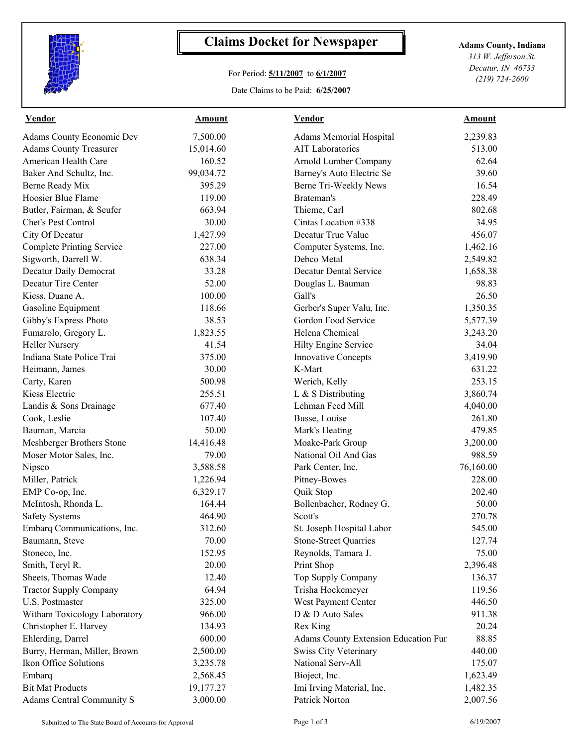# Claims Docket for Newspaper

For Period: **5/11/2007** to **6/1/2007**

Date Claims to be Paid: **6/25/2007**

**Adams County, Indiana**
*313 W. Jefferson St.*
*Decatur, IN 46733*
*(219) 724-2600*

| Vendor | Amount | Vendor | Amount |
|---|---|---|---|
| Adams County Economic Dev | 7,500.00 | Adams Memorial Hospital | 2,239.83 |
| Adams County Treasurer | 15,014.60 | AIT Laboratories | 513.00 |
| American Health Care | 160.52 | Arnold Lumber Company | 62.64 |
| Baker And Schultz, Inc. | 99,034.72 | Barney's Auto Electric Se | 39.60 |
| Berne Ready Mix | 395.29 | Berne Tri-Weekly News | 16.54 |
| Hoosier Blue Flame | 119.00 | Brateman's | 228.49 |
| Butler, Fairman, & Seufer | 663.94 | Thieme, Carl | 802.68 |
| Chet's Pest Control | 30.00 | Cintas Location #338 | 34.95 |
| City Of Decatur | 1,427.99 | Decatur True Value | 456.07 |
| Complete Printing Service | 227.00 | Computer Systems, Inc. | 1,462.16 |
| Sigworth, Darrell W. | 638.34 | Debco Metal | 2,549.82 |
| Decatur Daily Democrat | 33.28 | Decatur Dental Service | 1,658.38 |
| Decatur Tire Center | 52.00 | Douglas L. Bauman | 98.83 |
| Kiess, Duane A. | 100.00 | Gall's | 26.50 |
| Gasoline Equipment | 118.66 | Gerber's Super Valu, Inc. | 1,350.35 |
| Gibby's Express Photo | 38.53 | Gordon Food Service | 5,577.39 |
| Fumarolo, Gregory L. | 1,823.55 | Helena Chemical | 3,243.20 |
| Heller Nursery | 41.54 | Hilty Engine Service | 34.04 |
| Indiana State Police Trai | 375.00 | Innovative Concepts | 3,419.90 |
| Heimann, James | 30.00 | K-Mart | 631.22 |
| Carty, Karen | 500.98 | Werich, Kelly | 253.15 |
| Kiess Electric | 255.51 | L & S Distributing | 3,860.74 |
| Landis & Sons Drainage | 677.40 | Lehman Feed Mill | 4,040.00 |
| Cook, Leslie | 107.40 | Busse, Louise | 261.80 |
| Bauman, Marcia | 50.00 | Mark's Heating | 479.85 |
| Meshberger Brothers Stone | 14,416.48 | Moake-Park Group | 3,200.00 |
| Moser Motor Sales, Inc. | 79.00 | National Oil And Gas | 988.59 |
| Nipsco | 3,588.58 | Park Center, Inc. | 76,160.00 |
| Miller, Patrick | 1,226.94 | Pitney-Bowes | 228.00 |
| EMP Co-op, Inc. | 6,329.17 | Quik Stop | 202.40 |
| McIntosh, Rhonda L. | 164.44 | Bollenbacher, Rodney G. | 50.00 |
| Safety Systems | 464.90 | Scott's | 270.78 |
| Embarq Communications, Inc. | 312.60 | St. Joseph Hospital Labor | 545.00 |
| Baumann, Steve | 70.00 | Stone-Street Quarries | 127.74 |
| Stoneco, Inc. | 152.95 | Reynolds, Tamara J. | 75.00 |
| Smith, Teryl R. | 20.00 | Print Shop | 2,396.48 |
| Sheets, Thomas Wade | 12.40 | Top Supply Company | 136.37 |
| Tractor Supply Company | 64.94 | Trisha Hockemeyer | 119.56 |
| U.S. Postmaster | 325.00 | West Payment Center | 446.50 |
| Witham Toxicology Laboratory | 966.00 | D & D Auto Sales | 911.38 |
| Christopher E. Harvey | 134.93 | Rex King | 20.24 |
| Ehlerding, Darrel | 600.00 | Adams County Extension Education Fur | 88.85 |
| Burry, Herman, Miller, Brown | 2,500.00 | Swiss City Veterinary | 440.00 |
| Ikon Office Solutions | 3,235.78 | National Serv-All | 175.07 |
| Embarq | 2,568.45 | Bioject, Inc. | 1,623.49 |
| Bit Mat Products | 19,177.27 | Imi Irving Material, Inc. | 1,482.35 |
| Adams Central Community S | 3,000.00 | Patrick Norton | 2,007.56 |

Submitted to The State Board of Accounts for Approval

6/19/2007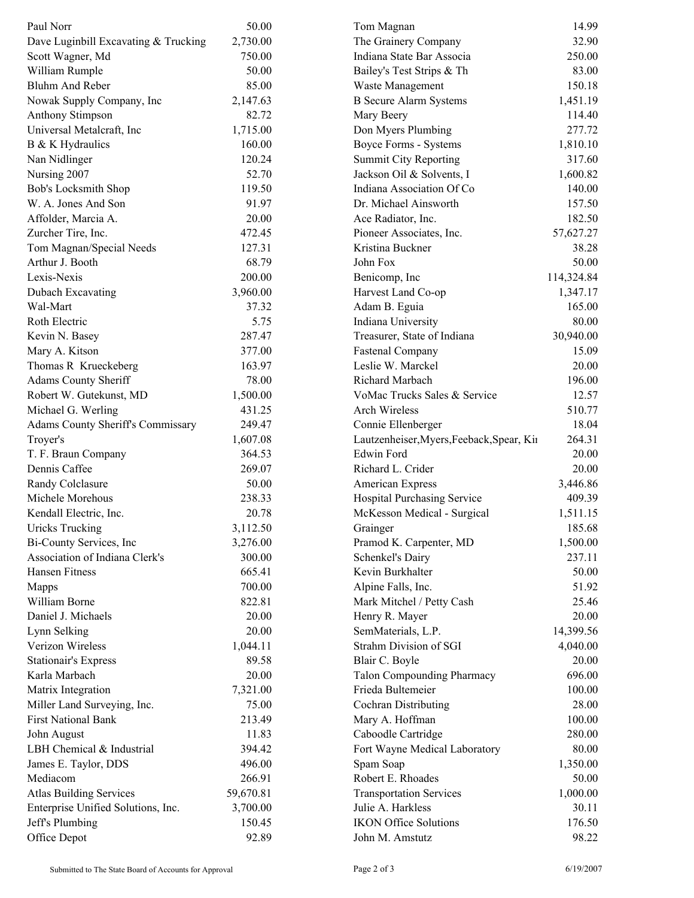| | |
|---|---|
| Paul Norr | 50.00 |
| Dave Luginbill Excavating & Trucking | 2,730.00 |
| Scott Wagner, Md | 750.00 |
| William Rumple | 50.00 |
| Bluhm And Reber | 85.00 |
| Nowak Supply Company, Inc | 2,147.63 |
| Anthony Stimpson | 82.72 |
| Universal Metalcraft, Inc | 1,715.00 |
| B & K Hydraulics | 160.00 |
| Nan Nidlinger | 120.24 |
| Nursing 2007 | 52.70 |
| Bob's Locksmith Shop | 119.50 |
| W. A. Jones And Son | 91.97 |
| Affolder, Marcia A. | 20.00 |
| Zurcher Tire, Inc. | 472.45 |
| Tom Magnan/Special Needs | 127.31 |
| Arthur J. Booth | 68.79 |
| Lexis-Nexis | 200.00 |
| Dubach Excavating | 3,960.00 |
| Wal-Mart | 37.32 |
| Roth Electric | 5.75 |
| Kevin N. Basey | 287.47 |
| Mary A. Kitson | 377.00 |
| Thomas R Krueckeberg | 163.97 |
| Adams County Sheriff | 78.00 |
| Robert W. Gutekunst, MD | 1,500.00 |
| Michael G. Werling | 431.25 |
| Adams County Sheriff's Commissary | 249.47 |
| Troyer's | 1,607.08 |
| T. F. Braun Company | 364.53 |
| Dennis Caffee | 269.07 |
| Randy Colclasure | 50.00 |
| Michele Morehous | 238.33 |
| Kendall Electric, Inc. | 20.78 |
| Uricks Trucking | 3,112.50 |
| Bi-County Services, Inc | 3,276.00 |
| Association of Indiana Clerk's | 300.00 |
| Hansen Fitness | 665.41 |
| Mapps | 700.00 |
| William Borne | 822.81 |
| Daniel J. Michaels | 20.00 |
| Lynn Selking | 20.00 |
| Verizon Wireless | 1,044.11 |
| Stationair's Express | 89.58 |
| Karla Marbach | 20.00 |
| Matrix Integration | 7,321.00 |
| Miller Land Surveying, Inc. | 75.00 |
| First National Bank | 213.49 |
| John August | 11.83 |
| LBH Chemical & Industrial | 394.42 |
| James E. Taylor, DDS | 496.00 |
| Mediacom | 266.91 |
| Atlas Building Services | 59,670.81 |
| Enterprise Unified Solutions, Inc. | 3,700.00 |
| Jeff's Plumbing | 150.45 |
| Office Depot | 92.89 |
| Tom Magnan | 14.99 |
| The Grainery Company | 32.90 |
| Indiana State Bar Associa | 250.00 |
| Bailey's Test Strips & Th | 83.00 |
| Waste Management | 150.18 |
| B Secure Alarm Systems | 1,451.19 |
| Mary Beery | 114.40 |
| Don Myers Plumbing | 277.72 |
| Boyce Forms - Systems | 1,810.10 |
| Summit City Reporting | 317.60 |
| Jackson Oil & Solvents, I | 1,600.82 |
| Indiana Association Of Co | 140.00 |
| Dr. Michael Ainsworth | 157.50 |
| Ace Radiator, Inc. | 182.50 |
| Pioneer Associates, Inc. | 57,627.27 |
| Kristina Buckner | 38.28 |
| John Fox | 50.00 |
| Benicomp, Inc | 114,324.84 |
| Harvest Land Co-op | 1,347.17 |
| Adam B. Eguia | 165.00 |
| Indiana University | 80.00 |
| Treasurer, State of Indiana | 30,940.00 |
| Fastenal Company | 15.09 |
| Leslie W. Marckel | 20.00 |
| Richard Marbach | 196.00 |
| VoMac Trucks Sales & Service | 12.57 |
| Arch Wireless | 510.77 |
| Connie Ellenberger | 18.04 |
| Lautzenheiser,Myers,Feeback,Spear, Ki | 264.31 |
| Edwin Ford | 20.00 |
| Richard L. Crider | 20.00 |
| American Express | 3,446.86 |
| Hospital Purchasing Service | 409.39 |
| McKesson Medical - Surgical | 1,511.15 |
| Grainger | 185.68 |
| Pramod K. Carpenter, MD | 1,500.00 |
| Schenkel's Dairy | 237.11 |
| Kevin Burkhalter | 50.00 |
| Alpine Falls, Inc. | 51.92 |
| Mark Mitchel / Petty Cash | 25.46 |
| Henry R. Mayer | 20.00 |
| SemMaterials, L.P. | 14,399.56 |
| Strahm Division of SGI | 4,040.00 |
| Blair C. Boyle | 20.00 |
| Talon Compounding Pharmacy | 696.00 |
| Frieda Bultemeier | 100.00 |
| Cochran Distributing | 28.00 |
| Mary A. Hoffman | 100.00 |
| Caboodle Cartridge | 280.00 |
| Fort Wayne Medical Laboratory | 80.00 |
| Spam Soap | 1,350.00 |
| Robert E. Rhoades | 50.00 |
| Transportation Services | 1,000.00 |
| Julie A. Harkless | 30.11 |
| IKON Office Solutions | 176.50 |
| John M. Amstutz | 98.22 |

Submitted to The State Board of Accounts for Approval

6/19/2007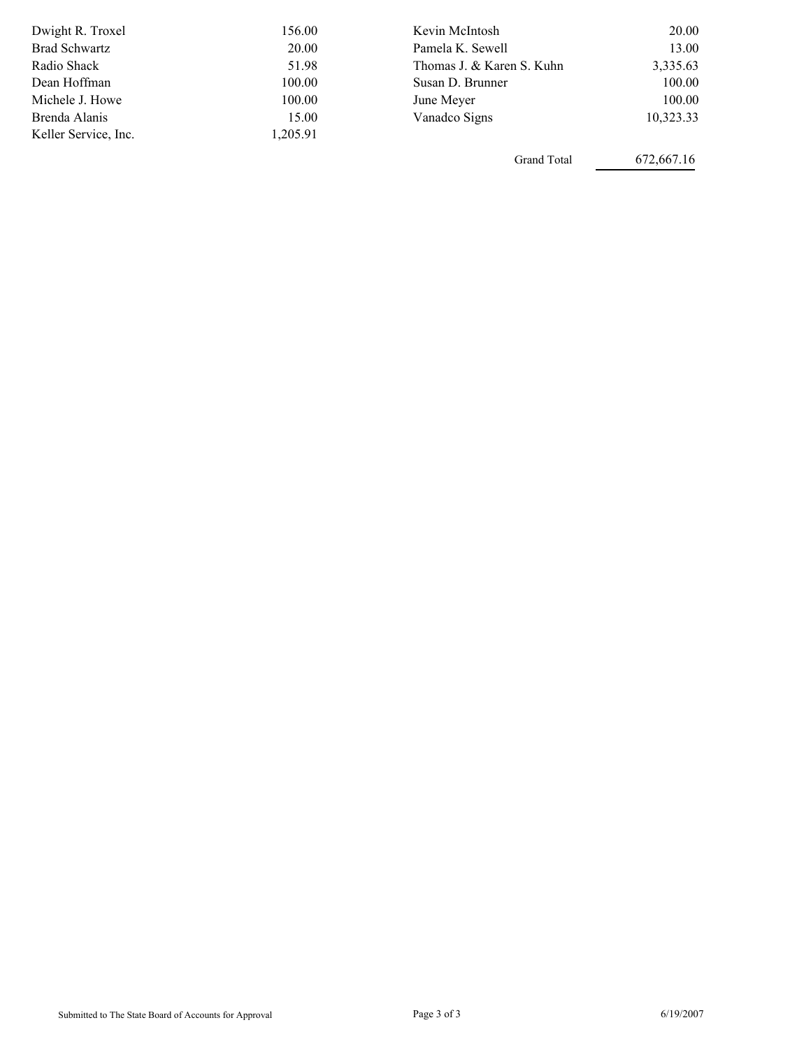| | | | |
|---|---|---|---|
| Dwight R. Troxel | 156.00 | Kevin McIntosh | 20.00 |
| Brad Schwartz | 20.00 | Pamela K. Sewell | 13.00 |
| Radio Shack | 51.98 | Thomas J. & Karen S. Kuhn | 3,335.63 |
| Dean Hoffman | 100.00 | Susan D. Brunner | 100.00 |
| Michele J. Howe | 100.00 | June Meyer | 100.00 |
| Brenda Alanis | 15.00 | Vanadco Signs | 10,323.33 |
| Keller Service, Inc. | 1,205.91 | | |
| | | Grand Total | 672,667.16 |

Submitted to The State Board of Accounts for Approval

6/19/2007